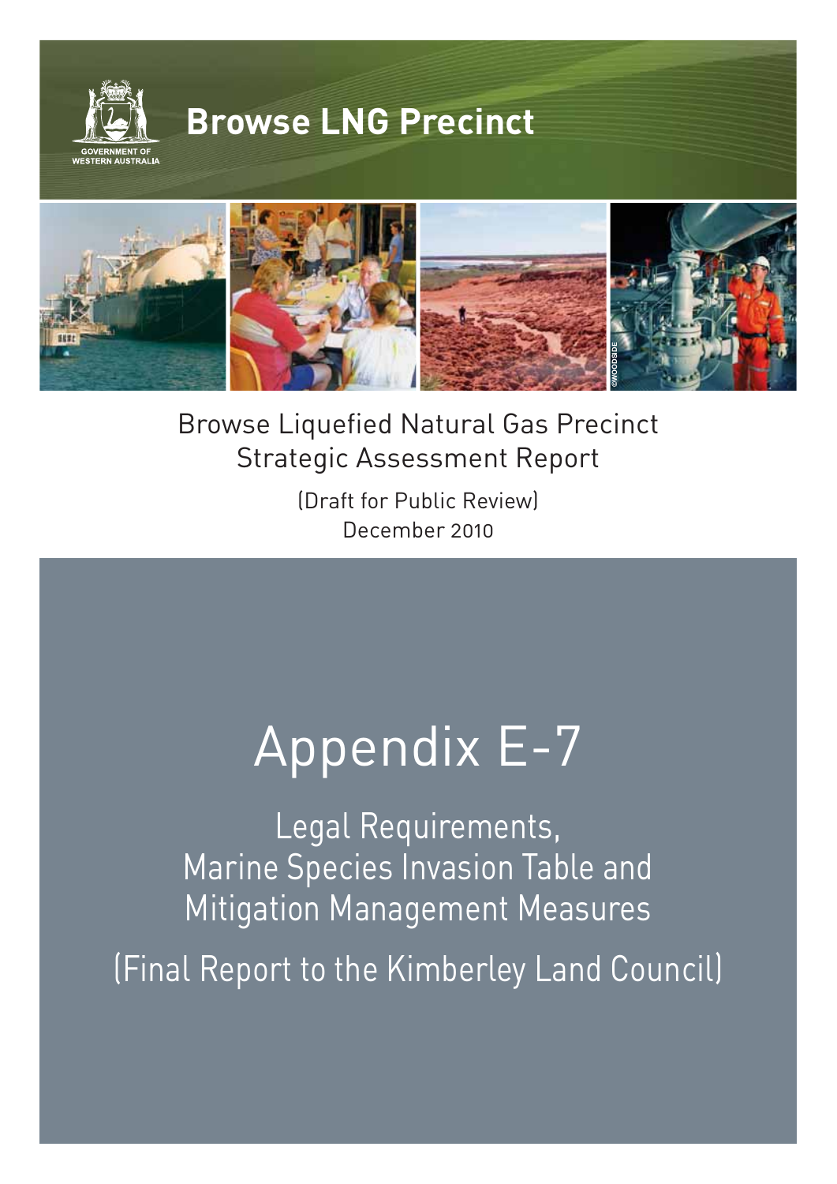GOVERNMENT OF WESTERN AUSTRALIA

# Browse LNG Precinct

©WOODSIDE

Browse Liquefied Natural Gas Precinct
Strategic Assessment Report

(Draft for Public Review)
December 2010

# Appendix E-7

## Legal Requirements, Marine Species Invasion Table and Mitigation Management Measures

## (Final Report to the Kimberley Land Council)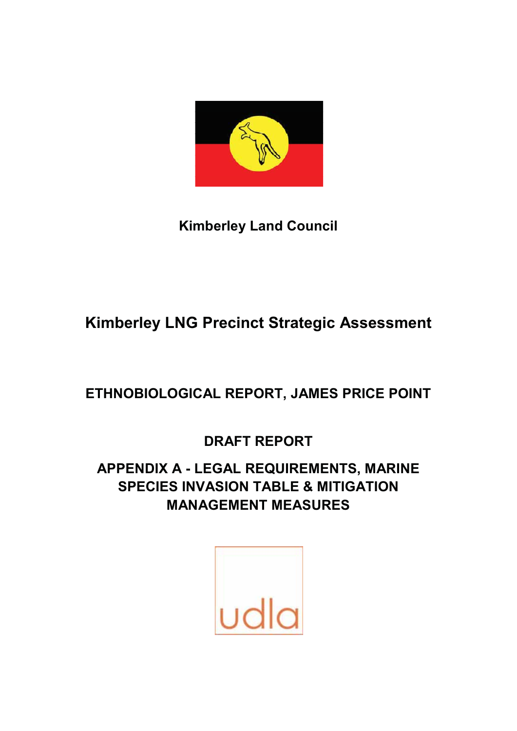**Kimberley Land Council**

# Kimberley LNG Precinct Strategic Assessment

## ETHNOBIOLOGICAL REPORT, JAMES PRICE POINT

## DRAFT REPORT

## APPENDIX A - LEGAL REQUIREMENTS, MARINE SPECIES INVASION TABLE & MITIGATION MANAGEMENT MEASURES

udla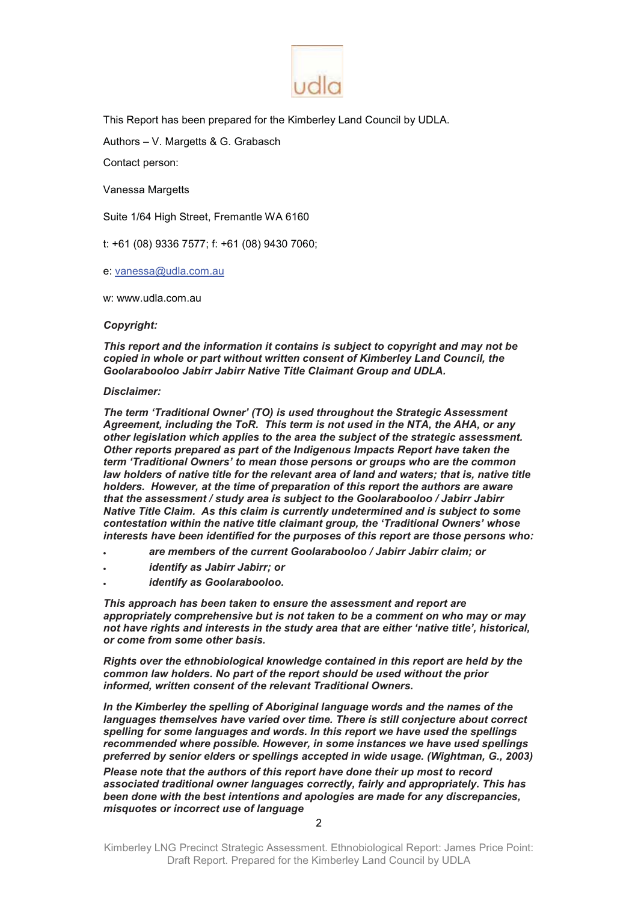udla

This Report has been prepared for the Kimberley Land Council by UDLA.

Authors – V. Margetts & G. Grabasch

Contact person:

Vanessa Margetts

Suite 1/64 High Street, Fremantle WA 6160

t: +61 (08) 9336 7577; f: +61 (08) 9430 7060;

e: vanessa@udla.com.au

w: www.udla.com.au

***Copyright:***

***This report and the information it contains is subject to copyright and may not be copied in whole or part without written consent of Kimberley Land Council, the Goolarabooloo Jabirr Jabirr Native Title Claimant Group and UDLA.***

***Disclaimer:***

***The term 'Traditional Owner' (TO) is used throughout the Strategic Assessment Agreement, including the ToR. This term is not used in the NTA, the AHA, or any other legislation which applies to the area the subject of the strategic assessment. Other reports prepared as part of the Indigenous Impacts Report have taken the term 'Traditional Owners' to mean those persons or groups who are the common law holders of native title for the relevant area of land and waters; that is, native title holders. However, at the time of preparation of this report the authors are aware that the assessment / study area is subject to the Goolarabooloo / Jabirr Jabirr Native Title Claim. As this claim is currently undetermined and is subject to some contestation within the native title claimant group, the 'Traditional Owners' whose interests have been identified for the purposes of this report are those persons who:***

- ***are members of the current Goolarabooloo / Jabirr Jabirr claim; or***
- ***identify as Jabirr Jabirr; or***
- ***identify as Goolarabooloo.***

***This approach has been taken to ensure the assessment and report are appropriately comprehensive but is not taken to be a comment on who may or may not have rights and interests in the study area that are either 'native title', historical, or come from some other basis.***

***Rights over the ethnobiological knowledge contained in this report are held by the common law holders. No part of the report should be used without the prior informed, written consent of the relevant Traditional Owners.***

***In the Kimberley the spelling of Aboriginal language words and the names of the languages themselves have varied over time. There is still conjecture about correct spelling for some languages and words. In this report we have used the spellings recommended where possible. However, in some instances we have used spellings preferred by senior elders or spellings accepted in wide usage. (Wightman, G., 2003)***

***Please note that the authors of this report have done their up most to record associated traditional owner languages correctly, fairly and appropriately. This has been done with the best intentions and apologies are made for any discrepancies, misquotes or incorrect use of language***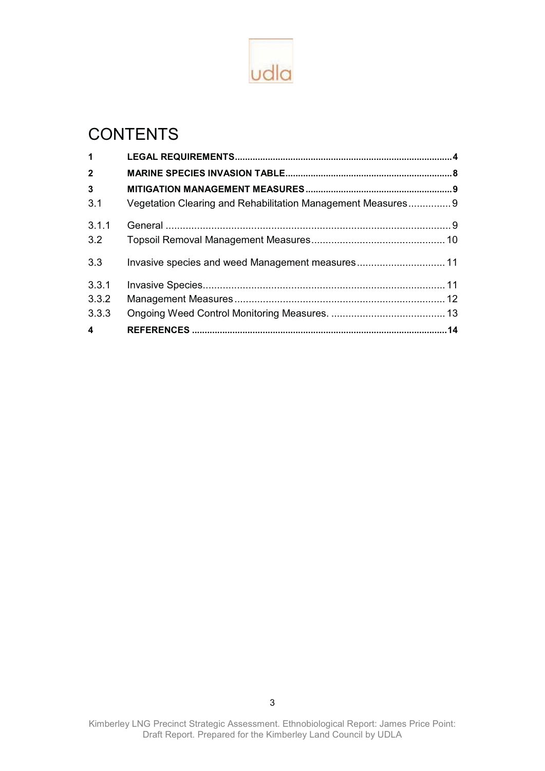# CONTENTS

| | | |
|---|---|---|
| **1** | **LEGAL REQUIREMENTS** | **4** |
| **2** | **MARINE SPECIES INVASION TABLE** | **8** |
| **3** | **MITIGATION MANAGEMENT MEASURES** | **9** |
| 3.1 | Vegetation Clearing and Rehabilitation Management Measures | 9 |
| 3.1.1 | General | 9 |
| 3.2 | Topsoil Removal Management Measures | 10 |
| 3.3 | Invasive species and weed Management measures | 11 |
| 3.3.1 | Invasive Species | 11 |
| 3.3.2 | Management Measures | 12 |
| 3.3.3 | Ongoing Weed Control Monitoring Measures. | 13 |
| **4** | **REFERENCES** | **14** |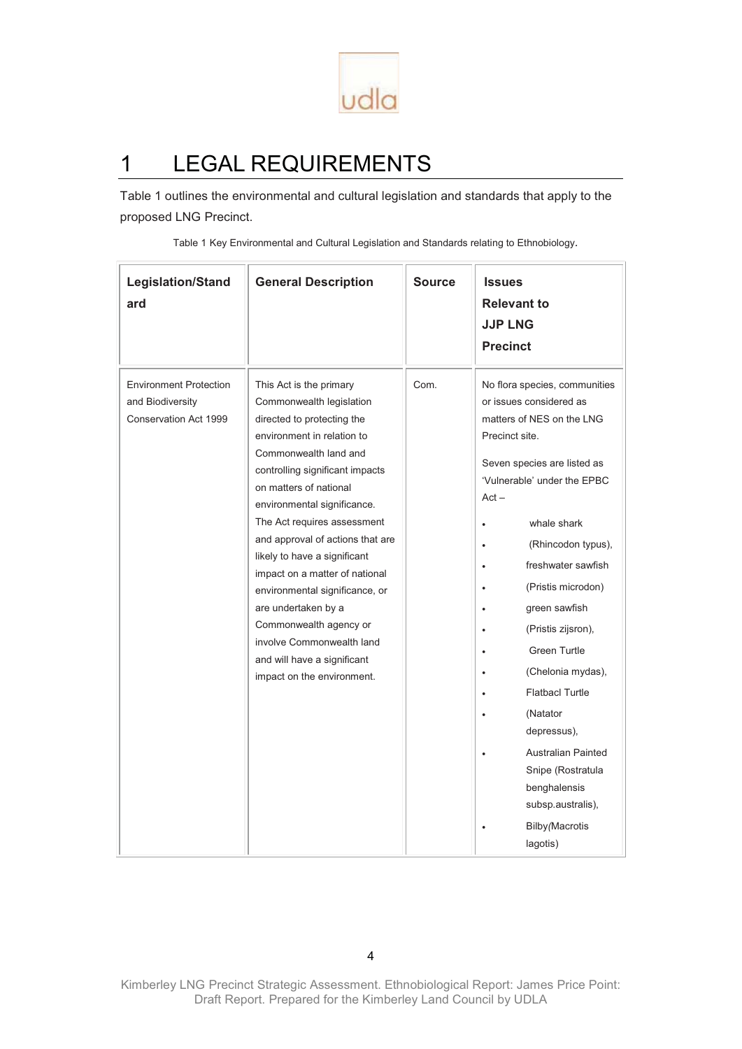# 1 LEGAL REQUIREMENTS

Table 1 outlines the environmental and cultural legislation and standards that apply to the proposed LNG Precinct.

Table 1 Key Environmental and Cultural Legislation and Standards relating to Ethnobiology.

| Legislation/Standard | General Description | Source | Issues Relevant to JJP LNG Precinct |
|---|---|---|---|
| Environment Protection and Biodiversity Conservation Act 1999 | This Act is the primary Commonwealth legislation directed to protecting the environment in relation to Commonwealth land and controlling significant impacts on matters of national environmental significance. The Act requires assessment and approval of actions that are likely to have a significant impact on a matter of national environmental significance, or are undertaken by a Commonwealth agency or involve Commonwealth land and will have a significant impact on the environment. | Com. | No flora species, communities or issues considered as matters of NES on the LNG Precinct site.<br><br>Seven species are listed as 'Vulnerable' under the EPBC Act –<br>• whale shark<br>• (Rhincodon typus),<br>• freshwater sawfish<br>• (Pristis microdon)<br>• green sawfish<br>• (Pristis zijsron),<br>• Green Turtle<br>• (Chelonia mydas),<br>• Flatbacl Turtle<br>• (Natator depressus),<br>• Australian Painted Snipe (Rostratula benghalensis subsp.australis),<br>• Bilby(Macrotis lagotis) |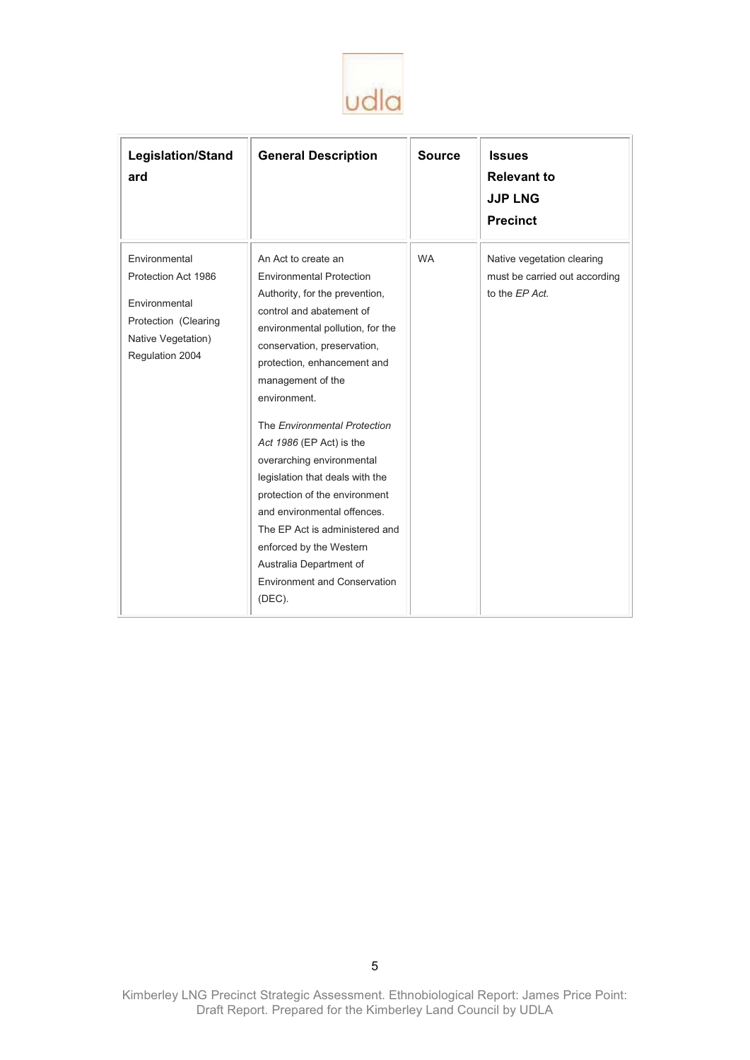| Legislation/Standard | General Description | Source | Issues Relevant to JJP LNG Precinct |
|---|---|---|---|
| Environmental Protection Act 1986<br><br>Environmental Protection (Clearing Native Vegetation) Regulation 2004 | An Act to create an Environmental Protection Authority, for the prevention, control and abatement of environmental pollution, for the conservation, preservation, protection, enhancement and management of the environment.<br><br>The *Environmental Protection Act 1986* (EP Act) is the overarching environmental legislation that deals with the protection of the environment and environmental offences. The EP Act is administered and enforced by the Western Australia Department of Environment and Conservation (DEC). | WA | Native vegetation clearing must be carried out according to the *EP Act*. |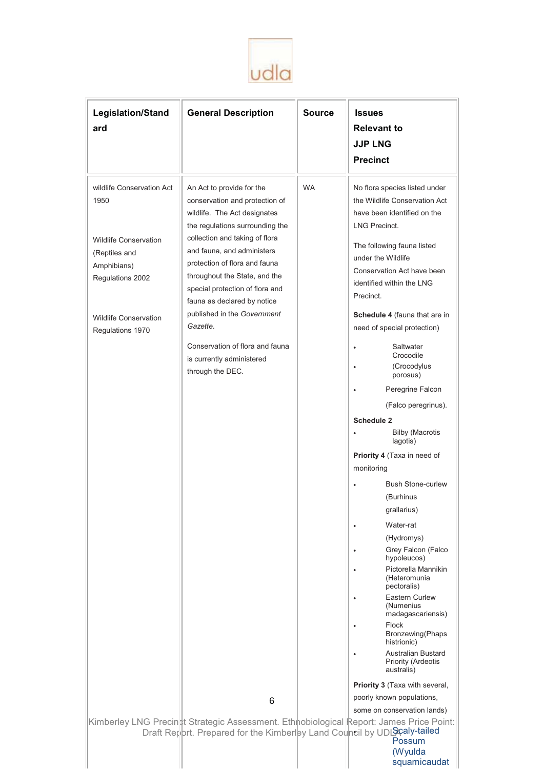| Legislation/Standard | General Description | Source | Issues Relevant to JJP LNG Precinct |
|---|---|---|---|
| wildlife Conservation Act 1950<br><br>Wildlife Conservation (Reptiles and Amphibians) Regulations 2002<br><br>Wildlife Conservation Regulations 1970 | An Act to provide for the conservation and protection of wildlife. The Act designates the regulations surrounding the collection and taking of flora and fauna, and administers protection of flora and fauna throughout the State, and the special protection of flora and fauna as declared by notice published in the *Government Gazette*.<br><br>Conservation of flora and fauna is currently administered through the DEC. | WA | No flora species listed under the Wildlife Conservation Act have been identified on the LNG Precinct.<br><br>The following fauna listed under the Wildlife Conservation Act have been identified within the LNG Precinct.<br><br>**Schedule 4** (fauna that are in need of special protection)<br>• Saltwater Crocodile<br>• (Crocodylus porosus)<br>• Peregrine Falcon (Falco peregrinus).<br><br>**Schedule 2**<br>• Bilby (Macrotis lagotis)<br><br>**Priority 4** (Taxa in need of monitoring<br>• Bush Stone-curlew (Burhinus grallarius)<br>• Water-rat (Hydromys)<br>• Grey Falcon (Falco hypoleucos)<br>• Pictorella Mannikin (Heteromunia pectoralis)<br>• Eastern Curlew (Numenius madagascariensis)<br>• Flock Bronzewing(Phaps histrionic)<br>• Australian Bustard Priority (Ardeotis australis)<br><br>**Priority 3** (Taxa with several, poorly known populations, some on conservation lands)<br>• Scaly-tailed Possum (Wyulda squamicaudat |

Kimberley LNG Precinct Strategic Assessment. Ethnobiological Report: James Price Point: Draft Report. Prepared for the Kimberley Land Council by UDLA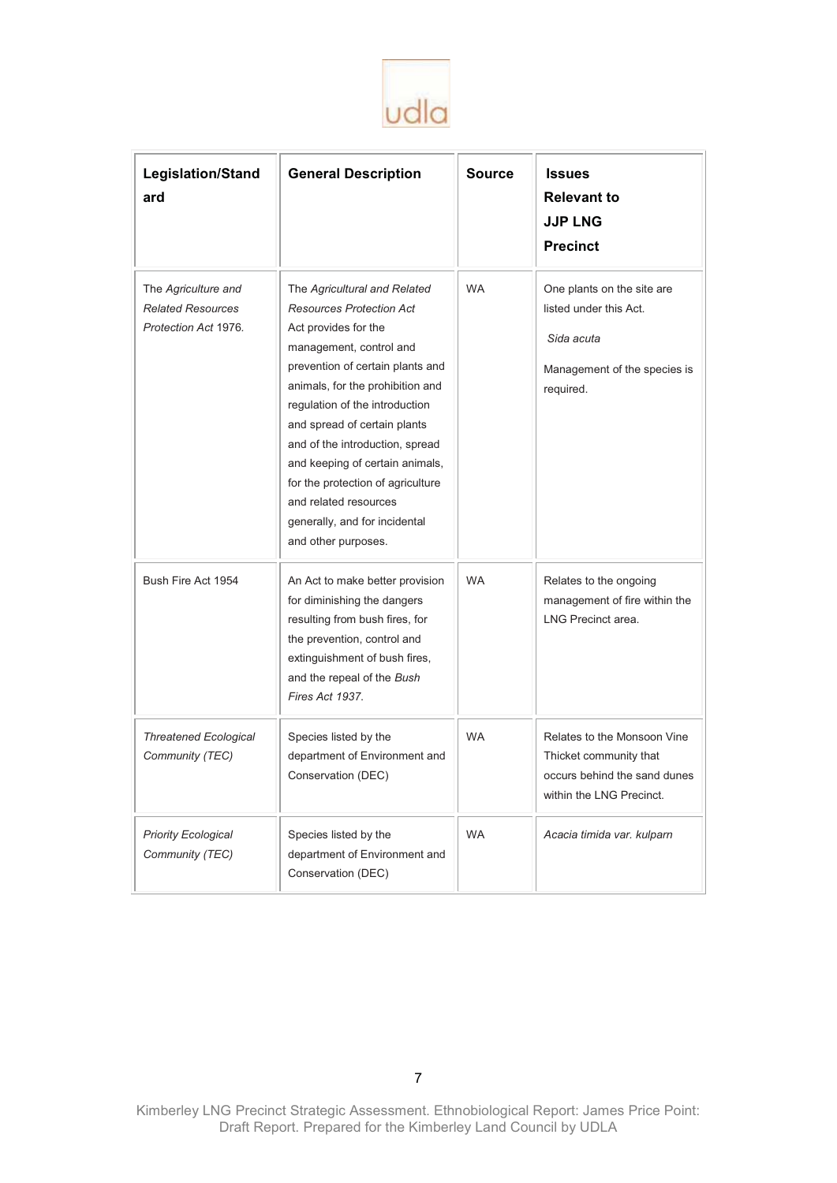| Legislation/Standard | General Description | Source | Issues Relevant to JJP LNG Precinct |
|---|---|---|---|
| The *Agriculture and Related Resources Protection Act* 1976. | The *Agricultural and Related Resources Protection Act* Act provides for the management, control and prevention of certain plants and animals, for the prohibition and regulation of the introduction and spread of certain plants and of the introduction, spread and keeping of certain animals, for the protection of agriculture and related resources generally, and for incidental and other purposes. | WA | One plants on the site are listed under this Act.<br><br>*Sida acuta*<br><br>Management of the species is required. |
| Bush Fire Act 1954 | An Act to make better provision for diminishing the dangers resulting from bush fires, for the prevention, control and extinguishment of bush fires, and the repeal of the *Bush Fires Act 1937*. | WA | Relates to the ongoing management of fire within the LNG Precinct area. |
| *Threatened Ecological Community (TEC)* | Species listed by the department of Environment and Conservation (DEC) | WA | Relates to the Monsoon Vine Thicket community that occurs behind the sand dunes within the LNG Precinct. |
| *Priority Ecological Community (TEC)* | Species listed by the department of Environment and Conservation (DEC) | WA | *Acacia timida var. kulparn* |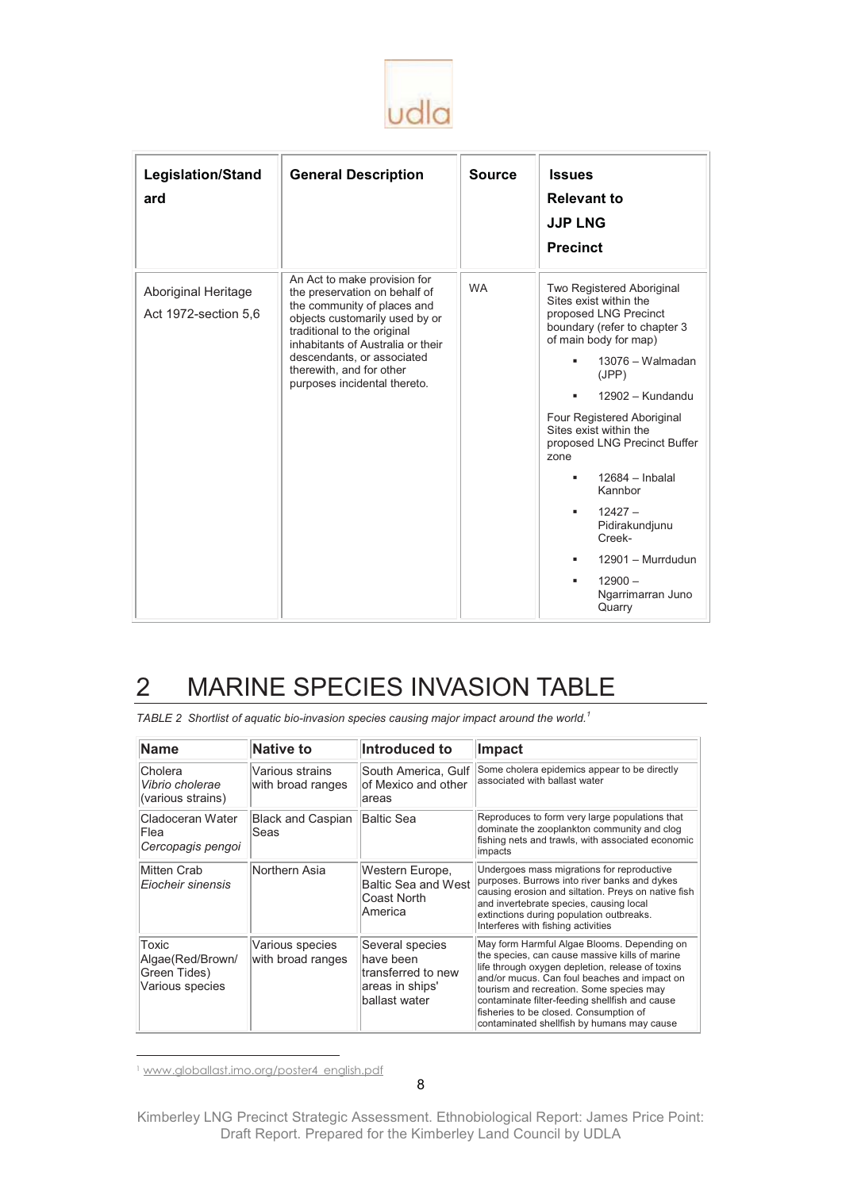| Legislation/Standard | General Description | Source | Issues Relevant to JJP LNG Precinct |
|---|---|---|---|
| Aboriginal Heritage Act 1972-section 5,6 | An Act to make provision for the preservation on behalf of the community of places and objects customarily used by or traditional to the original inhabitants of Australia or their descendants, or associated therewith, and for other purposes incidental thereto. | WA | Two Registered Aboriginal Sites exist within the proposed LNG Precinct boundary (refer to chapter 3 of main body for map)<br>▪ 13076 – Walmadan (JPP)<br>▪ 12902 – Kundandu<br>Four Registered Aboriginal Sites exist within the proposed LNG Precinct Buffer zone<br>▪ 12684 – Inbalal Kannbor<br>▪ 12427 – Pidirakundjunu Creek-<br>▪ 12901 – Murrdudun<br>▪ 12900 – Ngarrimarran Juno Quarry |

# 2 MARINE SPECIES INVASION TABLE

*TABLE 2 Shortlist of aquatic bio-invasion species causing major impact around the world.*[1]

| Name | Native to | Introduced to | Impact |
|---|---|---|---|
| Cholera *Vibrio cholerae* (various strains) | Various strains with broad ranges | South America, Gulf of Mexico and other areas | Some cholera epidemics appear to be directly associated with ballast water |
| Cladoceran Water Flea *Cercopagis pengoi* | Black and Caspian Seas | Baltic Sea | Reproduces to form very large populations that dominate the zooplankton community and clog fishing nets and trawls, with associated economic impacts |
| Mitten Crab *Eiocheir sinensis* | Northern Asia | Western Europe, Baltic Sea and West Coast North America | Undergoes mass migrations for reproductive purposes. Burrows into river banks and dykes causing erosion and siltation. Preys on native fish and invertebrate species, causing local extinctions during population outbreaks. Interferes with fishing activities |
| Toxic Algae(Red/Brown/ Green Tides) Various species | Various species with broad ranges | Several species have been transferred to new areas in ships' ballast water | May form Harmful Algae Blooms. Depending on the species, can cause massive kills of marine life through oxygen depletion, release of toxins and/or mucus. Can foul beaches and impact on tourism and recreation. Some species may contaminate filter-feeding shellfish and cause fisheries to be closed. Consumption of contaminated shellfish by humans may cause |

[1] www.globallast.imo.org/poster4_english.pdf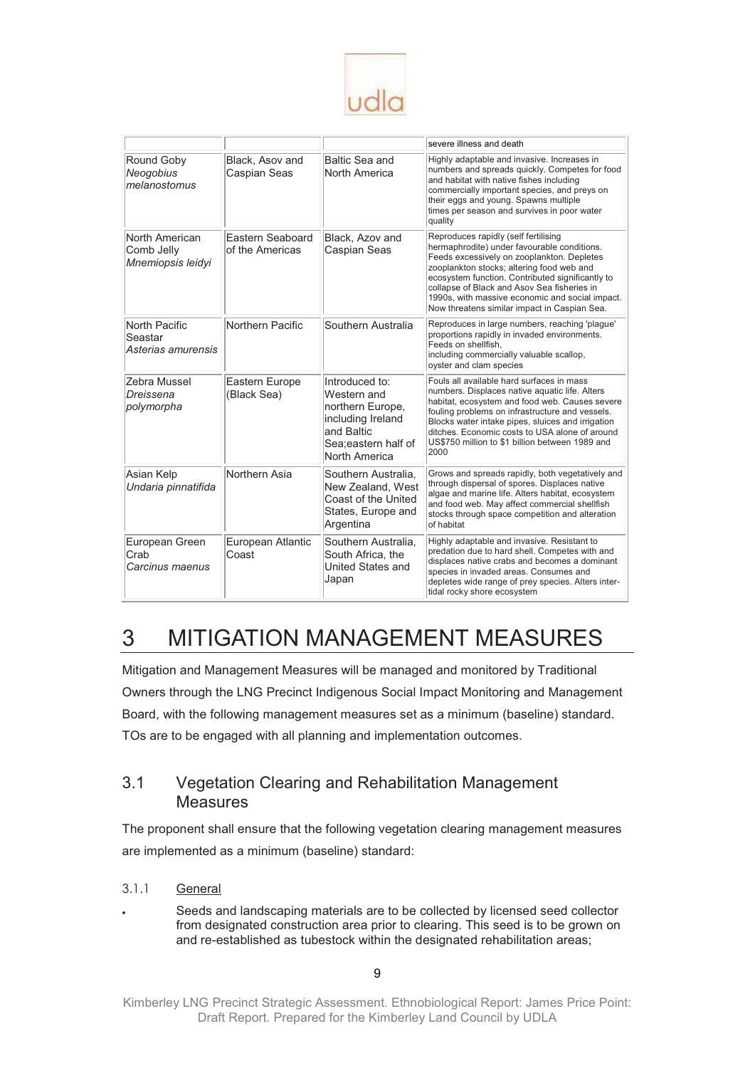| | | | |
|---|---|---|---|
| | | | severe illness and death |
| Round Goby *Neogobius melanostomus* | Black, Asov and Caspian Seas | Baltic Sea and North America | Highly adaptable and invasive. Increases in numbers and spreads quickly. Competes for food and habitat with native fishes including commercially important species, and preys on their eggs and young. Spawns multiple times per season and survives in poor water quality |
| North American Comb Jelly *Mnemiopsis leidyi* | Eastern Seaboard of the Americas | Black, Azov and Caspian Seas | Reproduces rapidly (self fertilising hermaphrodite) under favourable conditions. Feeds excessively on zooplankton. Depletes zooplankton stocks; altering food web and ecosystem function. Contributed significantly to collapse of Black and Asov Sea fisheries in 1990s, with massive economic and social impact. Now threatens similar impact in Caspian Sea. |
| North Pacific Seastar *Asterias amurensis* | Northern Pacific | Southern Australia | Reproduces in large numbers, reaching 'plague' proportions rapidly in invaded environments. Feeds on shellfish, including commercially valuable scallop, oyster and clam species |
| Zebra Mussel *Dreissena polymorpha* | Eastern Europe (Black Sea) | Introduced to: Western and northern Europe, including Ireland and Baltic Sea;eastern half of North America | Fouls all available hard surfaces in mass numbers. Displaces native aquatic life. Alters habitat, ecosystem and food web. Causes severe fouling problems on infrastructure and vessels. Blocks water intake pipes, sluices and irrigation ditches. Economic costs to USA alone of around US$750 million to $1 billion between 1989 and 2000 |
| Asian Kelp *Undaria pinnatifida* | Northern Asia | Southern Australia, New Zealand, West Coast of the United States, Europe and Argentina | Grows and spreads rapidly, both vegetatively and through dispersal of spores. Displaces native algae and marine life. Alters habitat, ecosystem and food web. May affect commercial shellfish stocks through space competition and alteration of habitat |
| European Green Crab *Carcinus maenus* | European Atlantic Coast | Southern Australia, South Africa, the United States and Japan | Highly adaptable and invasive. Resistant to predation due to hard shell. Competes with and displaces native crabs and becomes a dominant species in invaded areas. Consumes and depletes wide range of prey species. Alters inter-tidal rocky shore ecosystem |

# 3 MITIGATION MANAGEMENT MEASURES

Mitigation and Management Measures will be managed and monitored by Traditional Owners through the LNG Precinct Indigenous Social Impact Monitoring and Management Board, with the following management measures set as a minimum (baseline) standard. TOs are to be engaged with all planning and implementation outcomes.

## 3.1 Vegetation Clearing and Rehabilitation Management Measures

The proponent shall ensure that the following vegetation clearing management measures are implemented as a minimum (baseline) standard:

### 3.1.1 General

- Seeds and landscaping materials are to be collected by licensed seed collector from designated construction area prior to clearing. This seed is to be grown on and re-established as tubestock within the designated rehabilitation areas;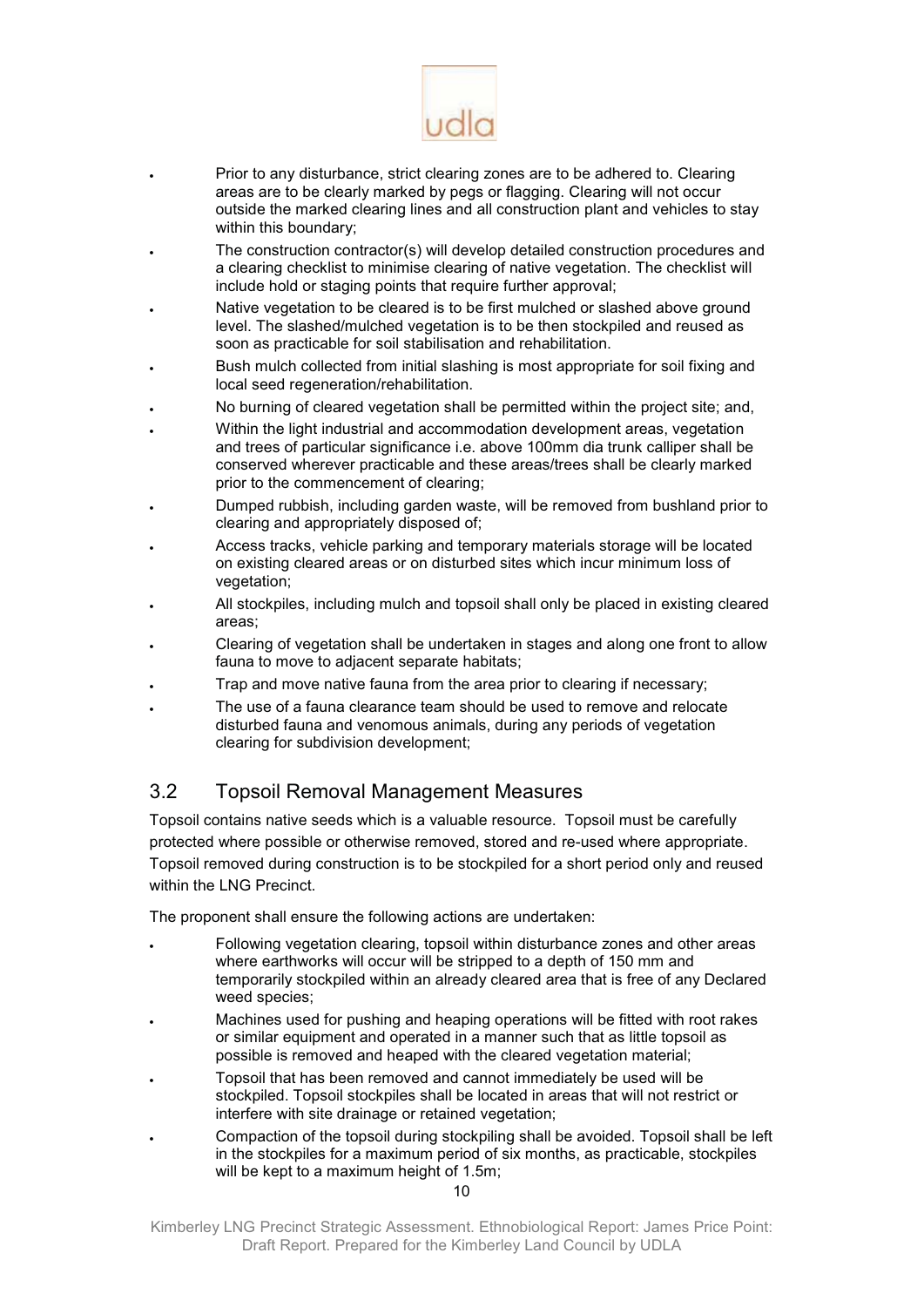- Prior to any disturbance, strict clearing zones are to be adhered to. Clearing areas are to be clearly marked by pegs or flagging. Clearing will not occur outside the marked clearing lines and all construction plant and vehicles to stay within this boundary;
- The construction contractor(s) will develop detailed construction procedures and a clearing checklist to minimise clearing of native vegetation. The checklist will include hold or staging points that require further approval;
- Native vegetation to be cleared is to be first mulched or slashed above ground level. The slashed/mulched vegetation is to be then stockpiled and reused as soon as practicable for soil stabilisation and rehabilitation.
- Bush mulch collected from initial slashing is most appropriate for soil fixing and local seed regeneration/rehabilitation.
- No burning of cleared vegetation shall be permitted within the project site; and,
- Within the light industrial and accommodation development areas, vegetation and trees of particular significance i.e. above 100mm dia trunk calliper shall be conserved wherever practicable and these areas/trees shall be clearly marked prior to the commencement of clearing;
- Dumped rubbish, including garden waste, will be removed from bushland prior to clearing and appropriately disposed of;
- Access tracks, vehicle parking and temporary materials storage will be located on existing cleared areas or on disturbed sites which incur minimum loss of vegetation;
- All stockpiles, including mulch and topsoil shall only be placed in existing cleared areas;
- Clearing of vegetation shall be undertaken in stages and along one front to allow fauna to move to adjacent separate habitats;
- Trap and move native fauna from the area prior to clearing if necessary;
- The use of a fauna clearance team should be used to remove and relocate disturbed fauna and venomous animals, during any periods of vegetation clearing for subdivision development;

## 3.2 Topsoil Removal Management Measures

Topsoil contains native seeds which is a valuable resource. Topsoil must be carefully protected where possible or otherwise removed, stored and re-used where appropriate. Topsoil removed during construction is to be stockpiled for a short period only and reused within the LNG Precinct.

The proponent shall ensure the following actions are undertaken:

- Following vegetation clearing, topsoil within disturbance zones and other areas where earthworks will occur will be stripped to a depth of 150 mm and temporarily stockpiled within an already cleared area that is free of any Declared weed species;
- Machines used for pushing and heaping operations will be fitted with root rakes or similar equipment and operated in a manner such that as little topsoil as possible is removed and heaped with the cleared vegetation material;
- Topsoil that has been removed and cannot immediately be used will be stockpiled. Topsoil stockpiles shall be located in areas that will not restrict or interfere with site drainage or retained vegetation;
- Compaction of the topsoil during stockpiling shall be avoided. Topsoil shall be left in the stockpiles for a maximum period of six months, as practicable, stockpiles will be kept to a maximum height of 1.5m;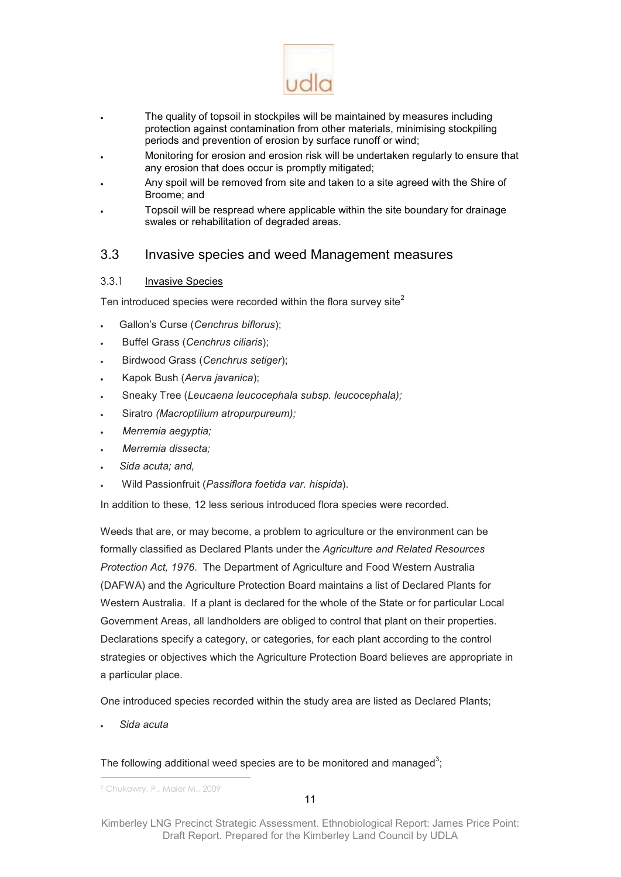- The quality of topsoil in stockpiles will be maintained by measures including protection against contamination from other materials, minimising stockpiling periods and prevention of erosion by surface runoff or wind;
- Monitoring for erosion and erosion risk will be undertaken regularly to ensure that any erosion that does occur is promptly mitigated;
- Any spoil will be removed from site and taken to a site agreed with the Shire of Broome; and
- Topsoil will be respread where applicable within the site boundary for drainage swales or rehabilitation of degraded areas.

## 3.3 Invasive species and weed Management measures

### 3.3.1 Invasive Species

Ten introduced species were recorded within the flora survey site[2]

- Gallon's Curse (*Cenchrus biflorus*);
- Buffel Grass (*Cenchrus ciliaris*);
- Birdwood Grass (*Cenchrus setiger*);
- Kapok Bush (*Aerva javanica*);
- Sneaky Tree (*Leucaena leucocephala subsp. leucocephala);*
- Siratro *(Macroptilium atropurpureum);*
- *Merremia aegyptia;*
- *Merremia dissecta;*
- *Sida acuta; and,*
- Wild Passionfruit (*Passiflora foetida var. hispida*).

In addition to these, 12 less serious introduced flora species were recorded.

Weeds that are, or may become, a problem to agriculture or the environment can be formally classified as Declared Plants under the *Agriculture and Related Resources Protection Act, 1976*. The Department of Agriculture and Food Western Australia (DAFWA) and the Agriculture Protection Board maintains a list of Declared Plants for Western Australia. If a plant is declared for the whole of the State or for particular Local Government Areas, all landholders are obliged to control that plant on their properties. Declarations specify a category, or categories, for each plant according to the control strategies or objectives which the Agriculture Protection Board believes are appropriate in a particular place.

One introduced species recorded within the study area are listed as Declared Plants;

- *Sida acuta*

The following additional weed species are to be monitored and managed[3];

[2] Chukowry, P., Maier M., 2009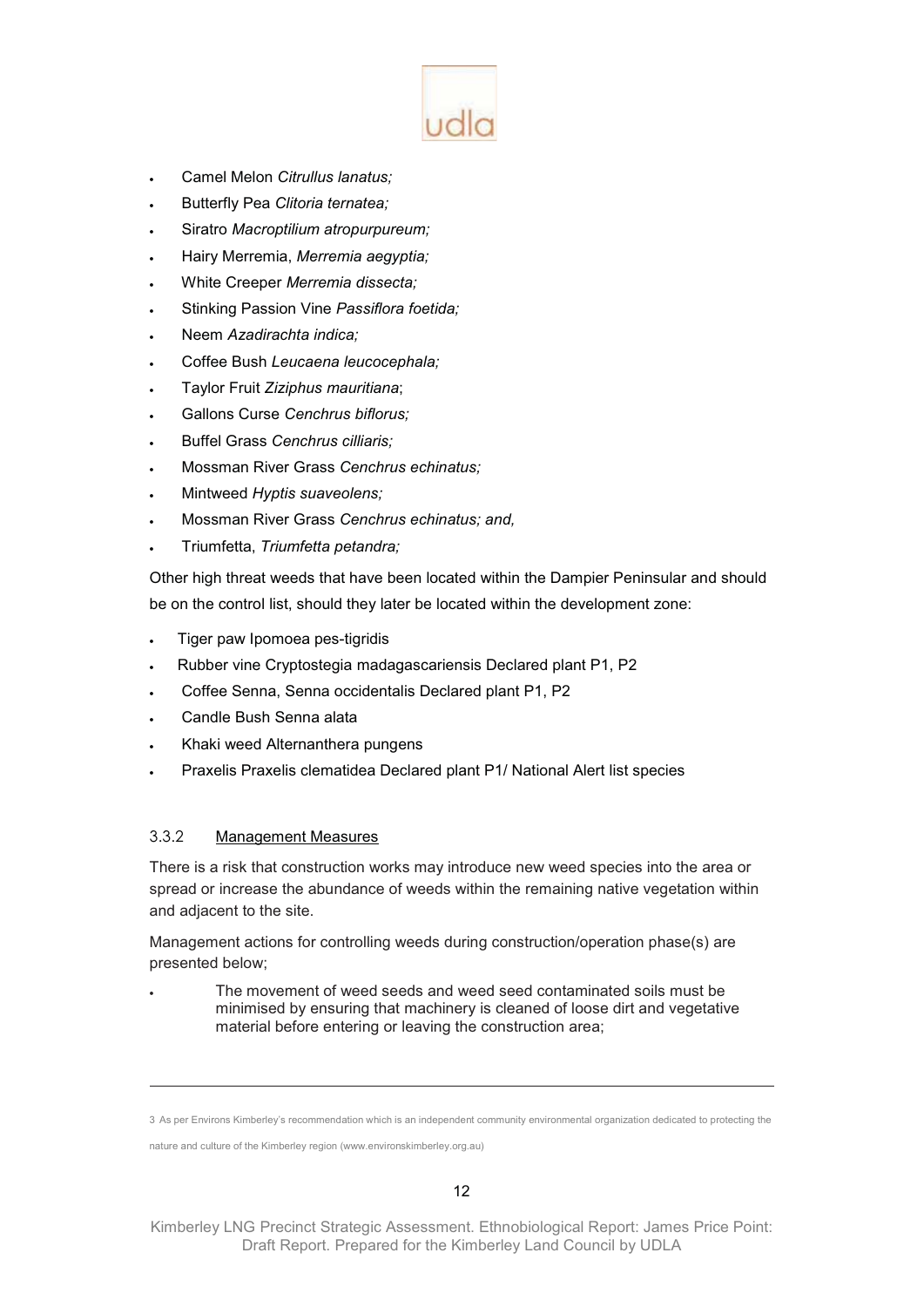- Camel Melon *Citrullus lanatus;*
- Butterfly Pea *Clitoria ternatea;*
- Siratro *Macroptilium atropurpureum;*
- Hairy Merremia, *Merremia aegyptia;*
- White Creeper *Merremia dissecta;*
- Stinking Passion Vine *Passiflora foetida;*
- Neem *Azadirachta indica;*
- Coffee Bush *Leucaena leucocephala;*
- Taylor Fruit *Ziziphus mauritiana*;
- Gallons Curse *Cenchrus biflorus;*
- Buffel Grass *Cenchrus cilliaris;*
- Mossman River Grass *Cenchrus echinatus;*
- Mintweed *Hyptis suaveolens;*
- Mossman River Grass *Cenchrus echinatus; and,*
- Triumfetta, *Triumfetta petandra;*

Other high threat weeds that have been located within the Dampier Peninsular and should be on the control list, should they later be located within the development zone:

- Tiger paw Ipomoea pes-tigridis
- Rubber vine Cryptostegia madagascariensis Declared plant P1, P2
- Coffee Senna, Senna occidentalis Declared plant P1, P2
- Candle Bush Senna alata
- Khaki weed Alternanthera pungens
- Praxelis Praxelis clematidea Declared plant P1/ National Alert list species

### 3.3.2 Management Measures

There is a risk that construction works may introduce new weed species into the area or spread or increase the abundance of weeds within the remaining native vegetation within and adjacent to the site.

Management actions for controlling weeds during construction/operation phase(s) are presented below;

- The movement of weed seeds and weed seed contaminated soils must be minimised by ensuring that machinery is cleaned of loose dirt and vegetative material before entering or leaving the construction area;

---

3 As per Environs Kimberley's recommendation which is an independent community environmental organization dedicated to protecting the nature and culture of the Kimberley region (www.environskimberley.org.au)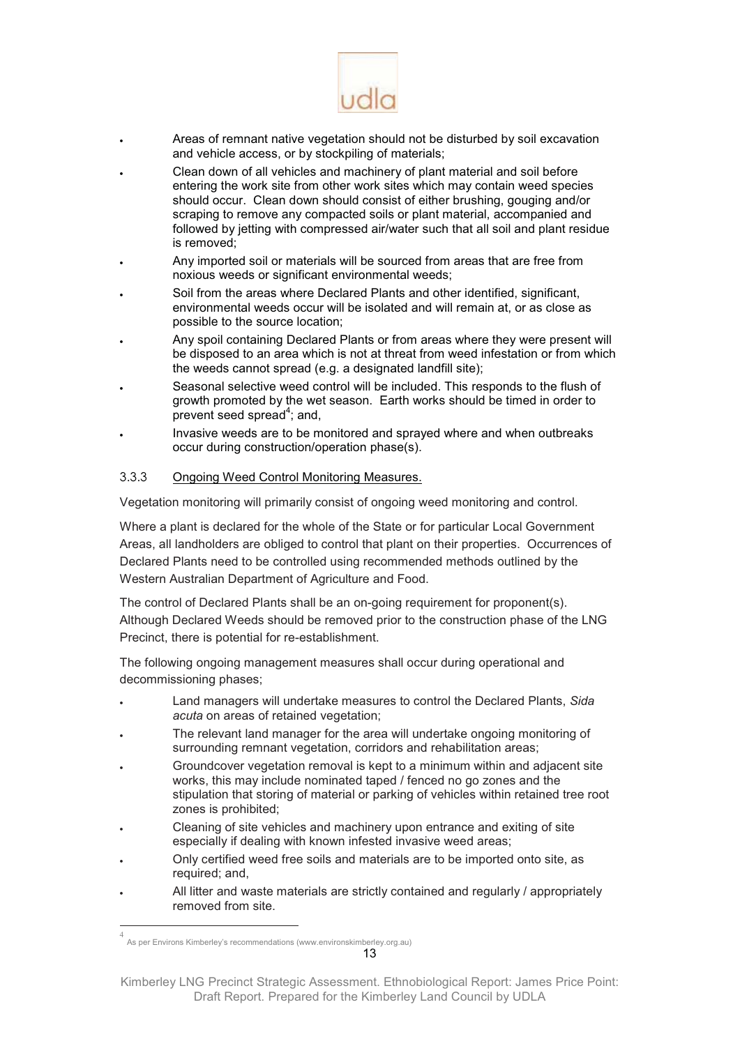- Areas of remnant native vegetation should not be disturbed by soil excavation and vehicle access, or by stockpiling of materials;
- Clean down of all vehicles and machinery of plant material and soil before entering the work site from other work sites which may contain weed species should occur. Clean down should consist of either brushing, gouging and/or scraping to remove any compacted soils or plant material, accompanied and followed by jetting with compressed air/water such that all soil and plant residue is removed;
- Any imported soil or materials will be sourced from areas that are free from noxious weeds or significant environmental weeds;
- Soil from the areas where Declared Plants and other identified, significant, environmental weeds occur will be isolated and will remain at, or as close as possible to the source location;
- Any spoil containing Declared Plants or from areas where they were present will be disposed to an area which is not at threat from weed infestation or from which the weeds cannot spread (e.g. a designated landfill site);
- Seasonal selective weed control will be included. This responds to the flush of growth promoted by the wet season. Earth works should be timed in order to prevent seed spread[4]; and,
- Invasive weeds are to be monitored and sprayed where and when outbreaks occur during construction/operation phase(s).

### 3.3.3 Ongoing Weed Control Monitoring Measures.

Vegetation monitoring will primarily consist of ongoing weed monitoring and control.

Where a plant is declared for the whole of the State or for particular Local Government Areas, all landholders are obliged to control that plant on their properties. Occurrences of Declared Plants need to be controlled using recommended methods outlined by the Western Australian Department of Agriculture and Food.

The control of Declared Plants shall be an on-going requirement for proponent(s). Although Declared Weeds should be removed prior to the construction phase of the LNG Precinct, there is potential for re-establishment.

The following ongoing management measures shall occur during operational and decommissioning phases;

- Land managers will undertake measures to control the Declared Plants, *Sida acuta* on areas of retained vegetation;
- The relevant land manager for the area will undertake ongoing monitoring of surrounding remnant vegetation, corridors and rehabilitation areas;
- Groundcover vegetation removal is kept to a minimum within and adjacent site works, this may include nominated taped / fenced no go zones and the stipulation that storing of material or parking of vehicles within retained tree root zones is prohibited;
- Cleaning of site vehicles and machinery upon entrance and exiting of site especially if dealing with known infested invasive weed areas;
- Only certified weed free soils and materials are to be imported onto site, as required; and,
- All litter and waste materials are strictly contained and regularly / appropriately removed from site.

[4] As per Environs Kimberley's recommendations (www.environskimberley.org.au)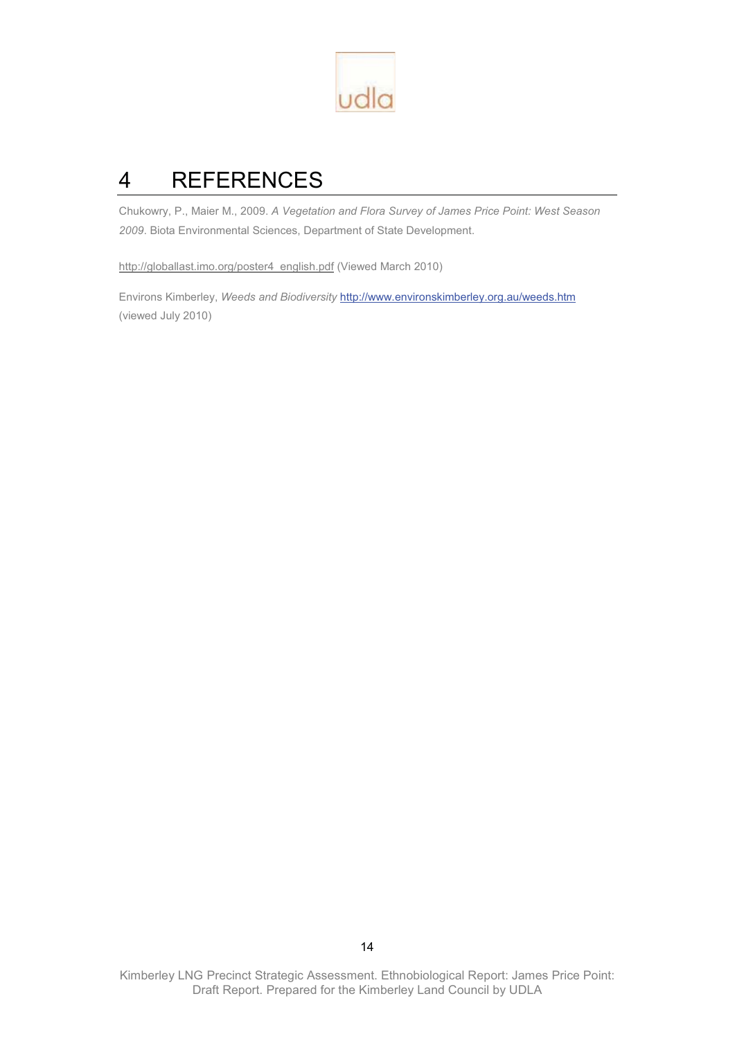# 4 REFERENCES

Chukowry, P., Maier M., 2009. *A Vegetation and Flora Survey of James Price Point: West Season 2009*. Biota Environmental Sciences, Department of State Development.

http://globallast.imo.org/poster4_english.pdf (Viewed March 2010)

Environs Kimberley, *Weeds and Biodiversity* http://www.environskimberley.org.au/weeds.htm (viewed July 2010)